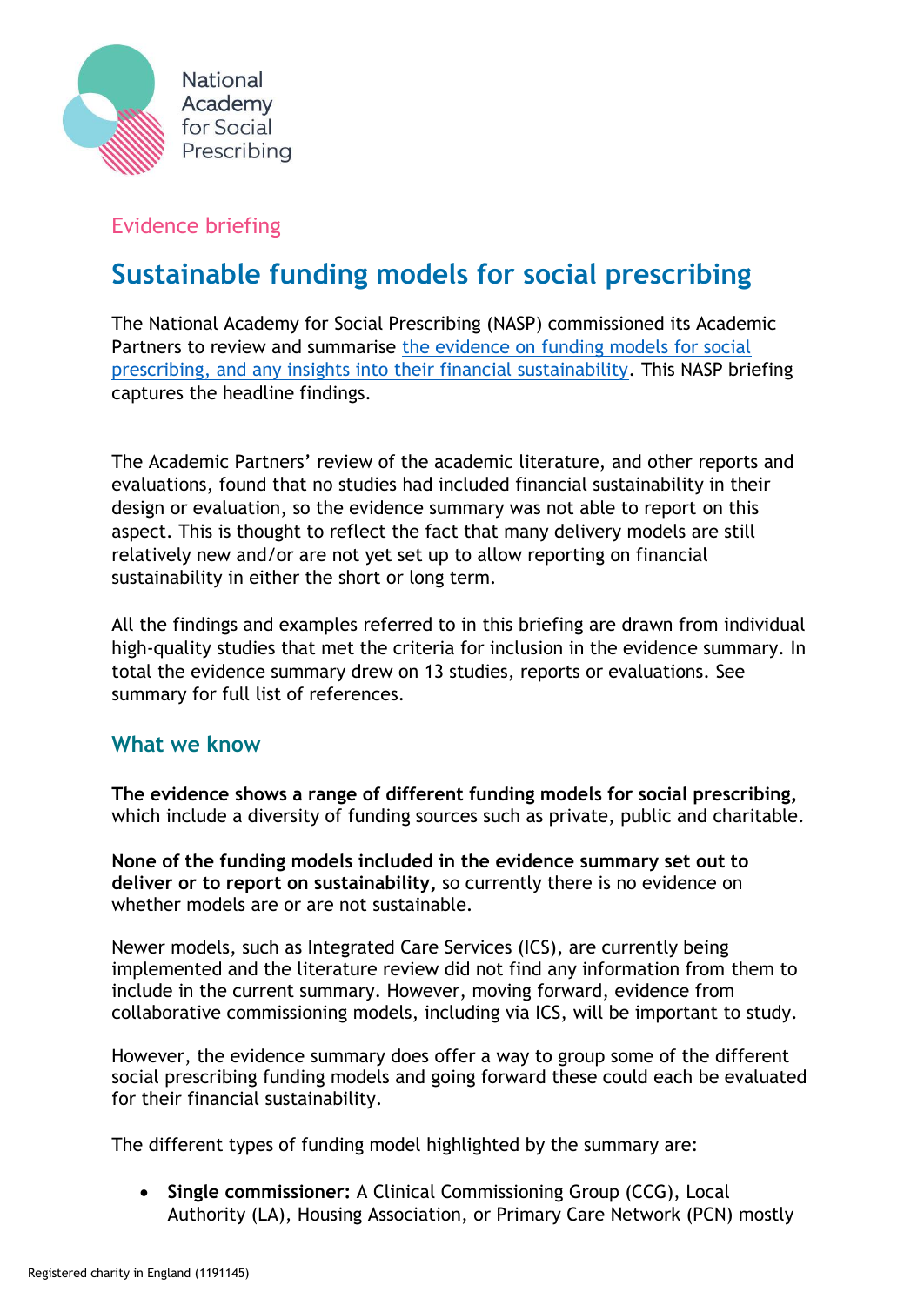National Academy for Social Prescribing

Evidence briefing

# Sustainable funding models for social prescribing

The National Academy for Social Prescribing (NASP) commissioned its Academic Partners to review and summarise [the evidence on funding models for social prescribing, and any insights into their financial sustainability](). This NASP briefing captures the headline findings.

The Academic Partners' review of the academic literature, and other reports and evaluations, found that no studies had included financial sustainability in their design or evaluation, so the evidence summary was not able to report on this aspect. This is thought to reflect the fact that many delivery models are still relatively new and/or are not yet set up to allow reporting on financial sustainability in either the short or long term.

All the findings and examples referred to in this briefing are drawn from individual high-quality studies that met the criteria for inclusion in the evidence summary. In total the evidence summary drew on 13 studies, reports or evaluations. See summary for full list of references.

## What we know

**The evidence shows a range of different funding models for social prescribing,** which include a diversity of funding sources such as private, public and charitable.

**None of the funding models included in the evidence summary set out to deliver or to report on sustainability,** so currently there is no evidence on whether models are or are not sustainable.

Newer models, such as Integrated Care Services (ICS), are currently being implemented and the literature review did not find any information from them to include in the current summary. However, moving forward, evidence from collaborative commissioning models, including via ICS, will be important to study.

However, the evidence summary does offer a way to group some of the different social prescribing funding models and going forward these could each be evaluated for their financial sustainability.

The different types of funding model highlighted by the summary are:

- **Single commissioner:** A Clinical Commissioning Group (CCG), Local Authority (LA), Housing Association, or Primary Care Network (PCN) mostly

Registered charity in England (1191145)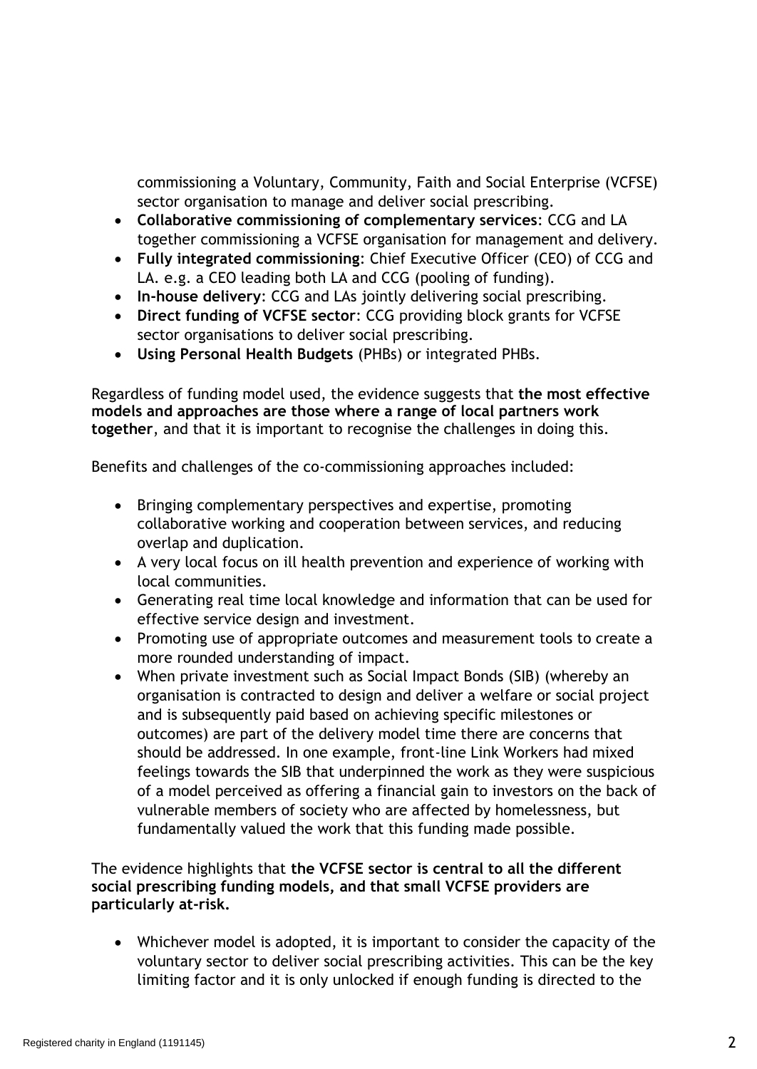commissioning a Voluntary, Community, Faith and Social Enterprise (VCFSE) sector organisation to manage and deliver social prescribing.
- **Collaborative commissioning of complementary services**: CCG and LA together commissioning a VCFSE organisation for management and delivery.
- **Fully integrated commissioning**: Chief Executive Officer (CEO) of CCG and LA. e.g. a CEO leading both LA and CCG (pooling of funding).
- **In-house delivery**: CCG and LAs jointly delivering social prescribing.
- **Direct funding of VCFSE sector**: CCG providing block grants for VCFSE sector organisations to deliver social prescribing.
- **Using Personal Health Budgets** (PHBs) or integrated PHBs.

Regardless of funding model used, the evidence suggests that **the most effective models and approaches are those where a range of local partners work together**, and that it is important to recognise the challenges in doing this.

Benefits and challenges of the co-commissioning approaches included:

- Bringing complementary perspectives and expertise, promoting collaborative working and cooperation between services, and reducing overlap and duplication.
- A very local focus on ill health prevention and experience of working with local communities.
- Generating real time local knowledge and information that can be used for effective service design and investment.
- Promoting use of appropriate outcomes and measurement tools to create a more rounded understanding of impact.
- When private investment such as Social Impact Bonds (SIB) (whereby an organisation is contracted to design and deliver a welfare or social project and is subsequently paid based on achieving specific milestones or outcomes) are part of the delivery model time there are concerns that should be addressed. In one example, front-line Link Workers had mixed feelings towards the SIB that underpinned the work as they were suspicious of a model perceived as offering a financial gain to investors on the back of vulnerable members of society who are affected by homelessness, but fundamentally valued the work that this funding made possible.

The evidence highlights that **the VCFSE sector is central to all the different social prescribing funding models, and that small VCFSE providers are particularly at-risk.**

- Whichever model is adopted, it is important to consider the capacity of the voluntary sector to deliver social prescribing activities. This can be the key limiting factor and it is only unlocked if enough funding is directed to the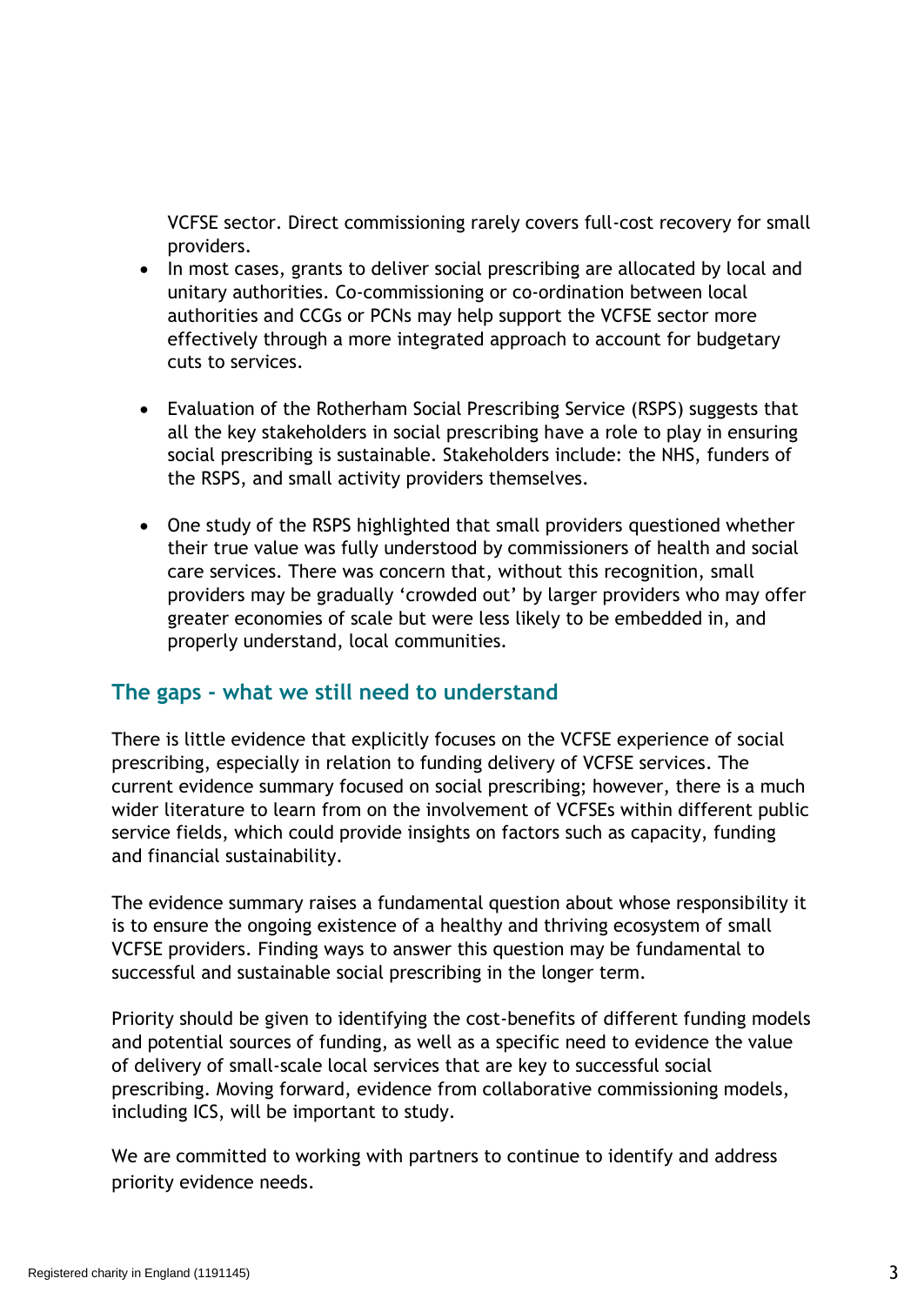VCFSE sector. Direct commissioning rarely covers full-cost recovery for small providers.

- In most cases, grants to deliver social prescribing are allocated by local and unitary authorities. Co-commissioning or co-ordination between local authorities and CCGs or PCNs may help support the VCFSE sector more effectively through a more integrated approach to account for budgetary cuts to services.
- Evaluation of the Rotherham Social Prescribing Service (RSPS) suggests that all the key stakeholders in social prescribing have a role to play in ensuring social prescribing is sustainable. Stakeholders include: the NHS, funders of the RSPS, and small activity providers themselves.
- One study of the RSPS highlighted that small providers questioned whether their true value was fully understood by commissioners of health and social care services. There was concern that, without this recognition, small providers may be gradually 'crowded out' by larger providers who may offer greater economies of scale but were less likely to be embedded in, and properly understand, local communities.

## The gaps - what we still need to understand

There is little evidence that explicitly focuses on the VCFSE experience of social prescribing, especially in relation to funding delivery of VCFSE services. The current evidence summary focused on social prescribing; however, there is a much wider literature to learn from on the involvement of VCFSEs within different public service fields, which could provide insights on factors such as capacity, funding and financial sustainability.

The evidence summary raises a fundamental question about whose responsibility it is to ensure the ongoing existence of a healthy and thriving ecosystem of small VCFSE providers. Finding ways to answer this question may be fundamental to successful and sustainable social prescribing in the longer term.

Priority should be given to identifying the cost-benefits of different funding models and potential sources of funding, as well as a specific need to evidence the value of delivery of small-scale local services that are key to successful social prescribing. Moving forward, evidence from collaborative commissioning models, including ICS, will be important to study.

We are committed to working with partners to continue to identify and address priority evidence needs.